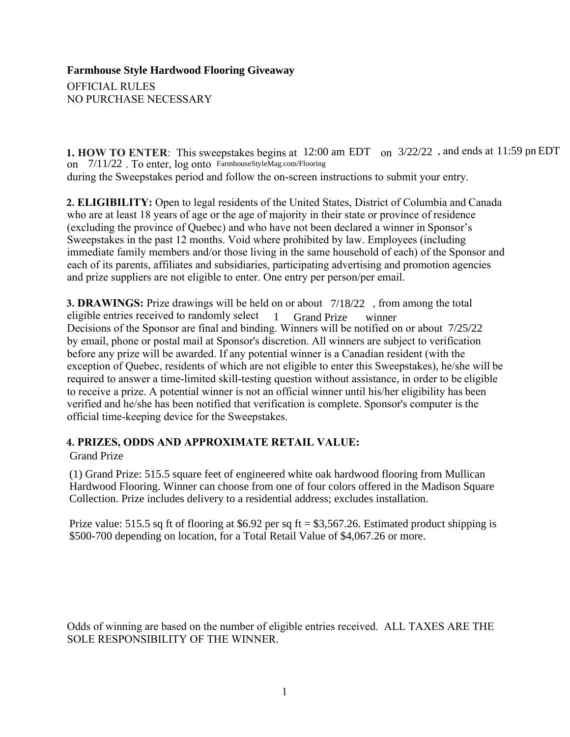**Farmhouse Style Hardwood Flooring Giveaway**

OFFICIAL RULES
NO PURCHASE NECESSARY

**1. HOW TO ENTER**: This sweepstakes begins at 12:00 am EDT on 3/22/22 , and ends at 11:59 pn EDT on 7/11/22 . To enter, log onto FarmhouseStyleMag.com/Flooring during the Sweepstakes period and follow the on-screen instructions to submit your entry.

**2. ELIGIBILITY:** Open to legal residents of the United States, District of Columbia and Canada who are at least 18 years of age or the age of majority in their state or province of residence (excluding the province of Quebec) and who have not been declared a winner in Sponsor's Sweepstakes in the past 12 months. Void where prohibited by law. Employees (including immediate family members and/or those living in the same household of each) of the Sponsor and each of its parents, affiliates and subsidiaries, participating advertising and promotion agencies and prize suppliers are not eligible to enter. One entry per person/per email.

**3. DRAWINGS:** Prize drawings will be held on or about 7/18/22 , from among the total eligible entries received to randomly select 1 Grand Prize winner
Decisions of the Sponsor are final and binding. Winners will be notified on or about 7/25/22 by email, phone or postal mail at Sponsor's discretion. All winners are subject to verification before any prize will be awarded. If any potential winner is a Canadian resident (with the exception of Quebec, residents of which are not eligible to enter this Sweepstakes), he/she will be required to answer a time-limited skill-testing question without assistance, in order to be eligible to receive a prize. A potential winner is not an official winner until his/her eligibility has been verified and he/she has been notified that verification is complete. Sponsor's computer is the official time-keeping device for the Sweepstakes.

**4. PRIZES, ODDS AND APPROXIMATE RETAIL VALUE:**

Grand Prize

(1) Grand Prize: 515.5 square feet of engineered white oak hardwood flooring from Mullican Hardwood Flooring. Winner can choose from one of four colors offered in the Madison Square Collection. Prize includes delivery to a residential address; excludes installation.

Prize value: 515.5 sq ft of flooring at $6.92 per sq ft = $3,567.26. Estimated product shipping is $500-700 depending on location, for a Total Retail Value of $4,067.26 or more.

Odds of winning are based on the number of eligible entries received. ALL TAXES ARE THE SOLE RESPONSIBILITY OF THE WINNER.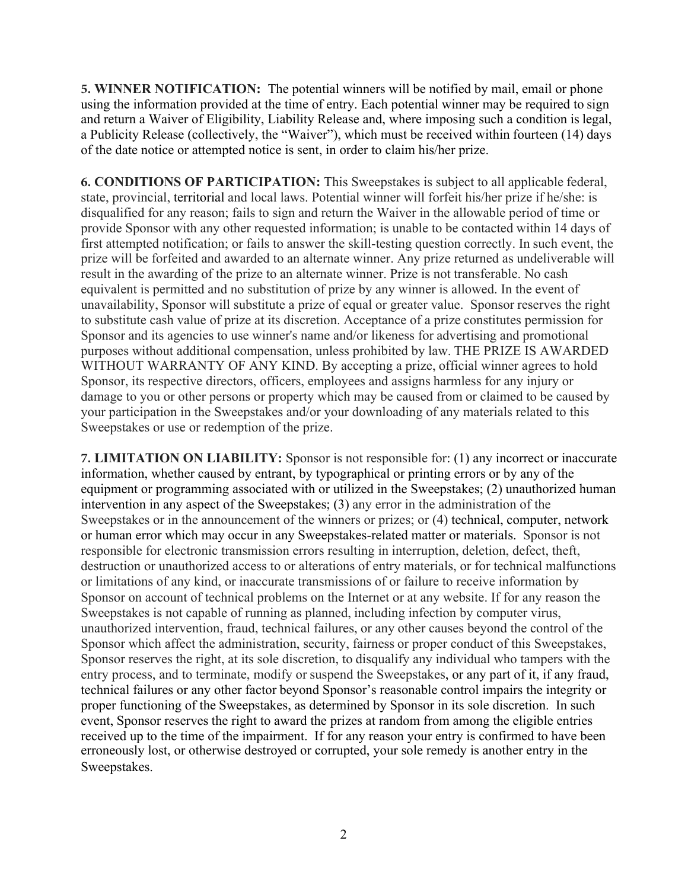**5. WINNER NOTIFICATION:** The potential winners will be notified by mail, email or phone using the information provided at the time of entry. Each potential winner may be required to sign and return a Waiver of Eligibility, Liability Release and, where imposing such a condition is legal, a Publicity Release (collectively, the "Waiver"), which must be received within fourteen (14) days of the date notice or attempted notice is sent, in order to claim his/her prize.

**6. CONDITIONS OF PARTICIPATION:** This Sweepstakes is subject to all applicable federal, state, provincial, territorial and local laws. Potential winner will forfeit his/her prize if he/she: is disqualified for any reason; fails to sign and return the Waiver in the allowable period of time or provide Sponsor with any other requested information; is unable to be contacted within 14 days of first attempted notification; or fails to answer the skill-testing question correctly. In such event, the prize will be forfeited and awarded to an alternate winner. Any prize returned as undeliverable will result in the awarding of the prize to an alternate winner. Prize is not transferable. No cash equivalent is permitted and no substitution of prize by any winner is allowed. In the event of unavailability, Sponsor will substitute a prize of equal or greater value. Sponsor reserves the right to substitute cash value of prize at its discretion. Acceptance of a prize constitutes permission for Sponsor and its agencies to use winner's name and/or likeness for advertising and promotional purposes without additional compensation, unless prohibited by law. THE PRIZE IS AWARDED WITHOUT WARRANTY OF ANY KIND. By accepting a prize, official winner agrees to hold Sponsor, its respective directors, officers, employees and assigns harmless for any injury or damage to you or other persons or property which may be caused from or claimed to be caused by your participation in the Sweepstakes and/or your downloading of any materials related to this Sweepstakes or use or redemption of the prize.

**7. LIMITATION ON LIABILITY:** Sponsor is not responsible for: (1) any incorrect or inaccurate information, whether caused by entrant, by typographical or printing errors or by any of the equipment or programming associated with or utilized in the Sweepstakes; (2) unauthorized human intervention in any aspect of the Sweepstakes; (3) any error in the administration of the Sweepstakes or in the announcement of the winners or prizes; or (4) technical, computer, network or human error which may occur in any Sweepstakes-related matter or materials. Sponsor is not responsible for electronic transmission errors resulting in interruption, deletion, defect, theft, destruction or unauthorized access to or alterations of entry materials, or for technical malfunctions or limitations of any kind, or inaccurate transmissions of or failure to receive information by Sponsor on account of technical problems on the Internet or at any website. If for any reason the Sweepstakes is not capable of running as planned, including infection by computer virus, unauthorized intervention, fraud, technical failures, or any other causes beyond the control of the Sponsor which affect the administration, security, fairness or proper conduct of this Sweepstakes, Sponsor reserves the right, at its sole discretion, to disqualify any individual who tampers with the entry process, and to terminate, modify or suspend the Sweepstakes, or any part of it, if any fraud, technical failures or any other factor beyond Sponsor's reasonable control impairs the integrity or proper functioning of the Sweepstakes, as determined by Sponsor in its sole discretion. In such event, Sponsor reserves the right to award the prizes at random from among the eligible entries received up to the time of the impairment. If for any reason your entry is confirmed to have been erroneously lost, or otherwise destroyed or corrupted, your sole remedy is another entry in the Sweepstakes.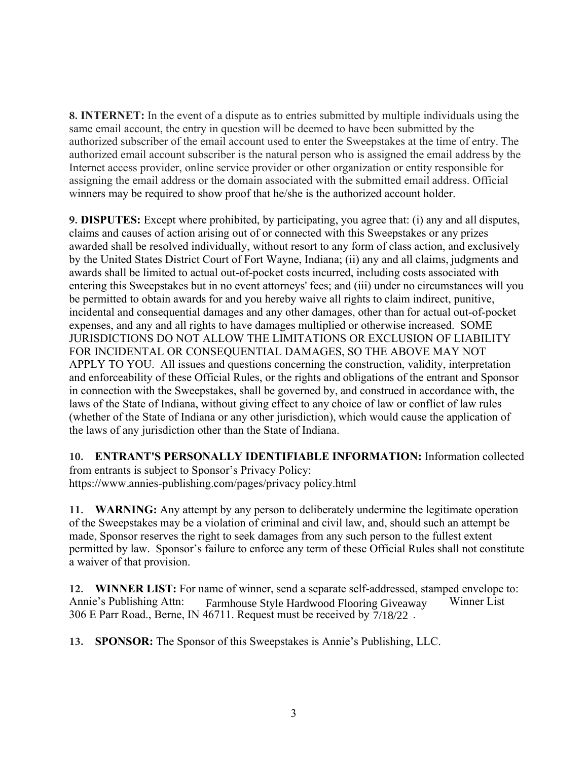**8. INTERNET:** In the event of a dispute as to entries submitted by multiple individuals using the same email account, the entry in question will be deemed to have been submitted by the authorized subscriber of the email account used to enter the Sweepstakes at the time of entry. The authorized email account subscriber is the natural person who is assigned the email address by the Internet access provider, online service provider or other organization or entity responsible for assigning the email address or the domain associated with the submitted email address. Official winners may be required to show proof that he/she is the authorized account holder.

**9. DISPUTES:** Except where prohibited, by participating, you agree that: (i) any and all disputes, claims and causes of action arising out of or connected with this Sweepstakes or any prizes awarded shall be resolved individually, without resort to any form of class action, and exclusively by the United States District Court of Fort Wayne, Indiana; (ii) any and all claims, judgments and awards shall be limited to actual out-of-pocket costs incurred, including costs associated with entering this Sweepstakes but in no event attorneys' fees; and (iii) under no circumstances will you be permitted to obtain awards for and you hereby waive all rights to claim indirect, punitive, incidental and consequential damages and any other damages, other than for actual out-of-pocket expenses, and any and all rights to have damages multiplied or otherwise increased. SOME JURISDICTIONS DO NOT ALLOW THE LIMITATIONS OR EXCLUSION OF LIABILITY FOR INCIDENTAL OR CONSEQUENTIAL DAMAGES, SO THE ABOVE MAY NOT APPLY TO YOU. All issues and questions concerning the construction, validity, interpretation and enforceability of these Official Rules, or the rights and obligations of the entrant and Sponsor in connection with the Sweepstakes, shall be governed by, and construed in accordance with, the laws of the State of Indiana, without giving effect to any choice of law or conflict of law rules (whether of the State of Indiana or any other jurisdiction), which would cause the application of the laws of any jurisdiction other than the State of Indiana.

**10. ENTRANT'S PERSONALLY IDENTIFIABLE INFORMATION:** Information collected from entrants is subject to Sponsor's Privacy Policy: https://www.annies-publishing.com/pages/privacy policy.html

**11. WARNING:** Any attempt by any person to deliberately undermine the legitimate operation of the Sweepstakes may be a violation of criminal and civil law, and, should such an attempt be made, Sponsor reserves the right to seek damages from any such person to the fullest extent permitted by law. Sponsor's failure to enforce any term of these Official Rules shall not constitute a waiver of that provision.

**12. WINNER LIST:** For name of winner, send a separate self-addressed, stamped envelope to: Annie's Publishing Attn: Farmhouse Style Hardwood Flooring Giveaway Winner List 306 E Parr Road., Berne, IN 46711. Request must be received by 7/18/22 .

**13. SPONSOR:** The Sponsor of this Sweepstakes is Annie's Publishing, LLC.